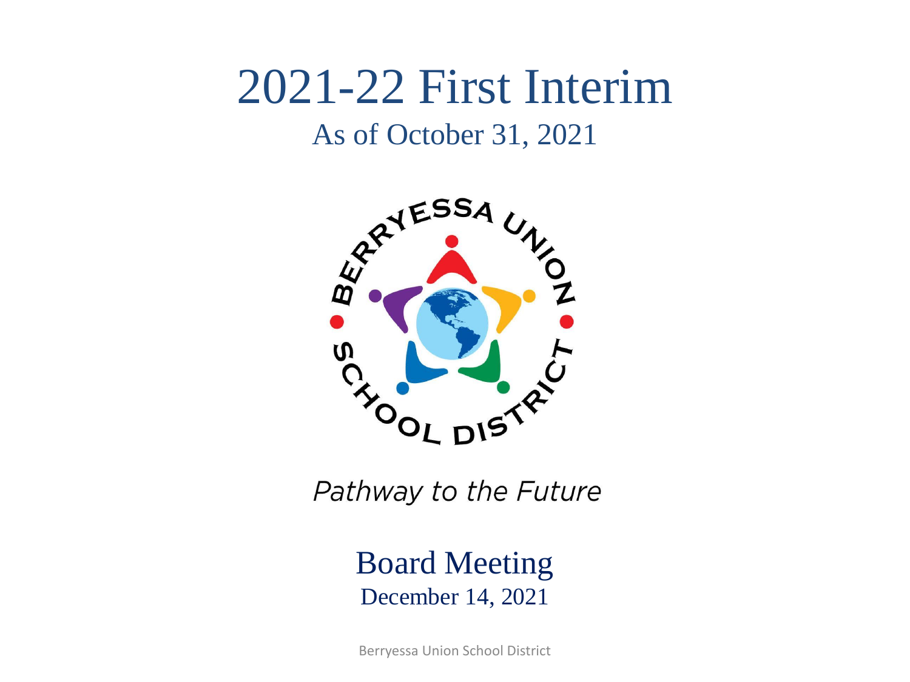# 2021-22 First Interim

## As of October 31, 2021

*Pathway to the Future*

## Board Meeting

December 14, 2021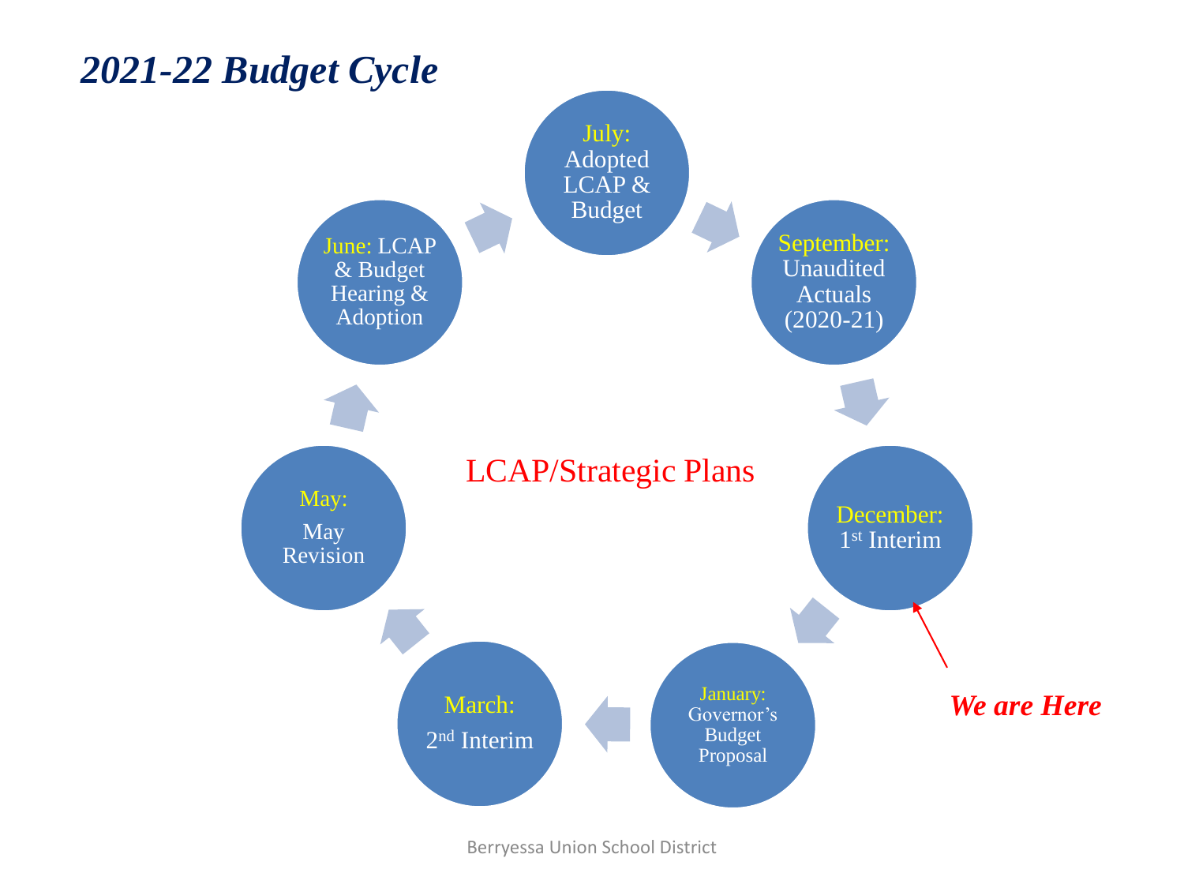# *2021-22 Budget Cycle*

- **July:** Adopted LCAP & Budget
- **September:** Unaudited Actuals (2020-21)
- **December:** 1st Interim
- **January:** Governor's Budget Proposal
- **March:** 2nd Interim
- **May:** May Revision
- **June:** LCAP & Budget Hearing & Adoption

LCAP/Strategic Plans

***We are Here*** (December: 1st Interim)

Berryessa Union School District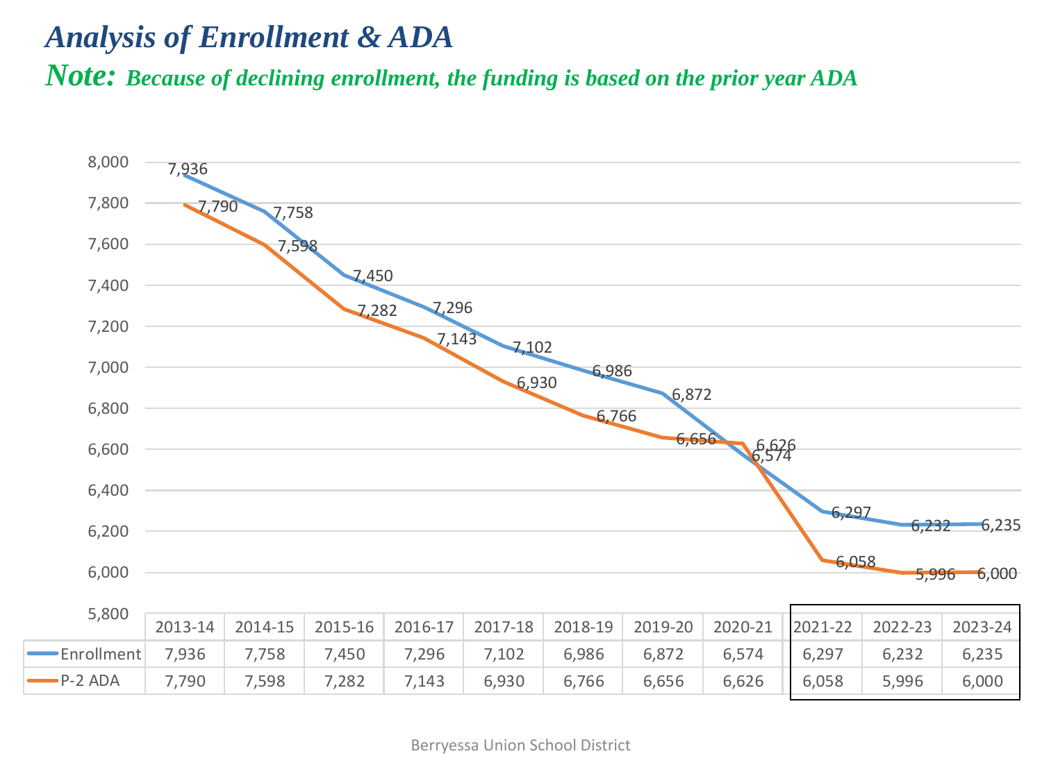# *Analysis of Enrollment & ADA*

***Note:*** ***Because of declining enrollment, the funding is based on the prior year ADA***

| | 2013-14 | 2014-15 | 2015-16 | 2016-17 | 2017-18 | 2018-19 | 2019-20 | 2020-21 | 2021-22 | 2022-23 | 2023-24 |
|---|---|---|---|---|---|---|---|---|---|---|---|
| Enrollment | 7,936 | 7,758 | 7,450 | 7,296 | 7,102 | 6,986 | 6,872 | 6,574 | 6,297 | 6,232 | 6,235 |
| P-2 ADA | 7,790 | 7,598 | 7,282 | 7,143 | 6,930 | 6,766 | 6,656 | 6,626 | 6,058 | 5,996 | 6,000 |

Berryessa Union School District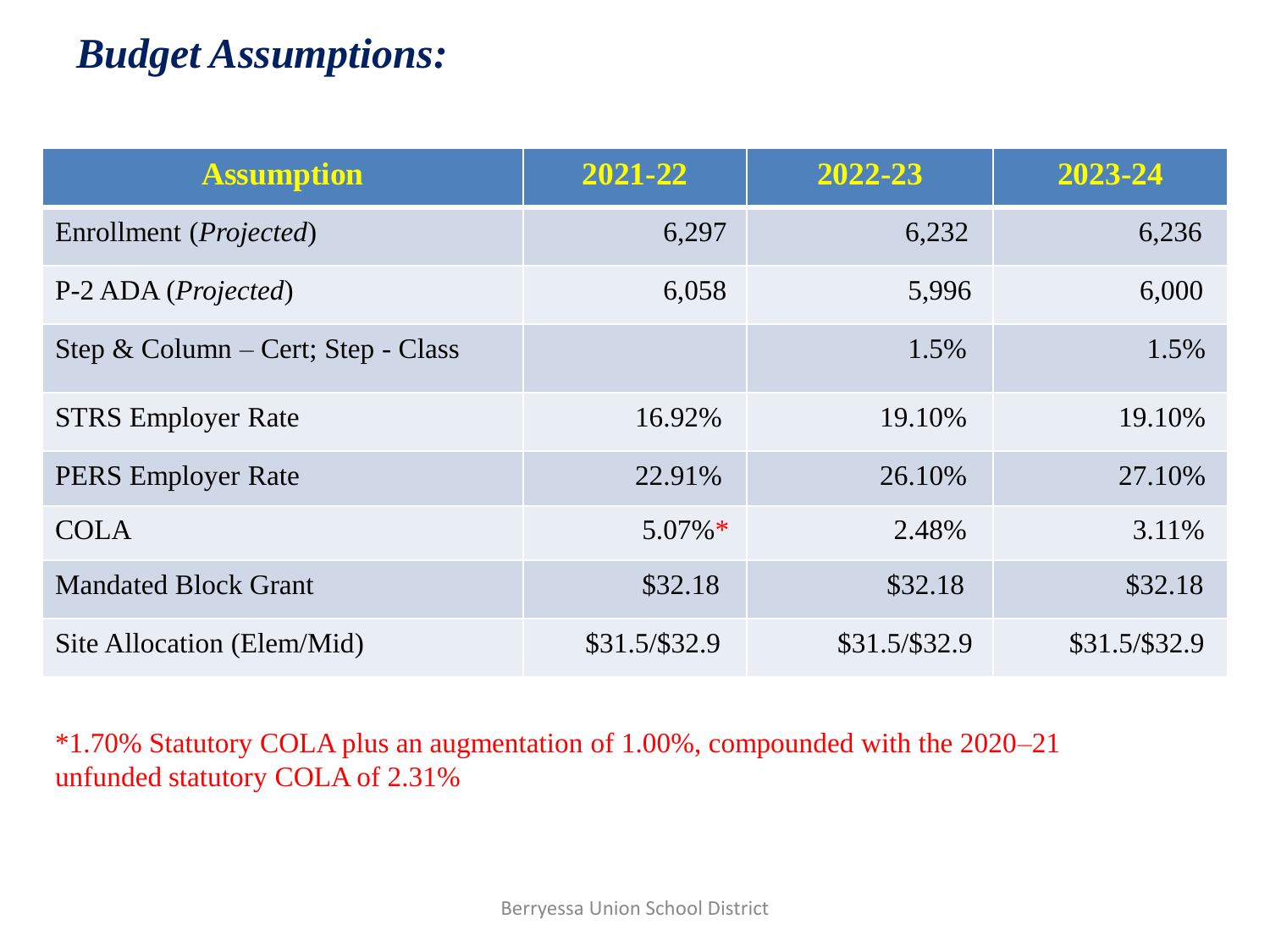# *Budget Assumptions:*

| Assumption | 2021-22 | 2022-23 | 2023-24 |
|---|---|---|---|
| Enrollment (*Projected*) | 6,297 | 6,232 | 6,236 |
| P-2 ADA (*Projected*) | 6,058 | 5,996 | 6,000 |
| Step & Column – Cert; Step - Class | | 1.5% | 1.5% |
| STRS Employer Rate | 16.92% | 19.10% | 19.10% |
| PERS Employer Rate | 22.91% | 26.10% | 27.10% |
| COLA | 5.07%* | 2.48% | 3.11% |
| Mandated Block Grant | $32.18 | $32.18 | $32.18 |
| Site Allocation (Elem/Mid) | $31.5/$32.9 | $31.5/$32.9 | $31.5/$32.9 |

*1.70% Statutory COLA plus an augmentation of 1.00%, compounded with the 2020–21 unfunded statutory COLA of 2.31%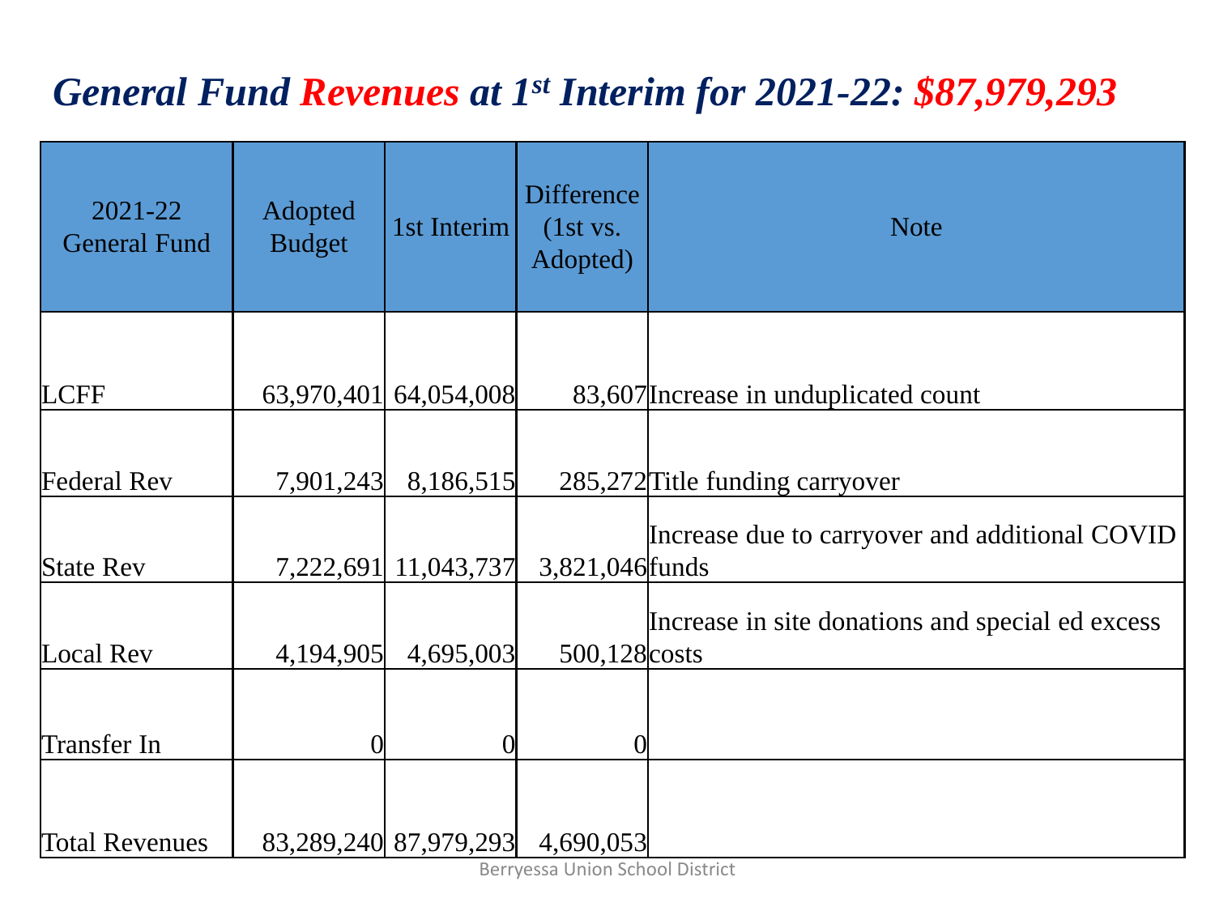# *General Fund Revenues at 1st Interim for 2021-22: $87,979,293*

| 2021-22 General Fund | Adopted Budget | 1st Interim | Difference (1st vs. Adopted) | Note |
|---|---|---|---|---|
| LCFF | 63,970,401 | 64,054,008 | 83,607 | Increase in unduplicated count |
| Federal Rev | 7,901,243 | 8,186,515 | 285,272 | Title funding carryover |
| State Rev | 7,222,691 | 11,043,737 | 3,821,046 | Increase due to carryover and additional COVID funds |
| Local Rev | 4,194,905 | 4,695,003 | 500,128 | Increase in site donations and special ed excess costs |
| Transfer In | 0 | 0 | 0 | |
| Total Revenues | 83,289,240 | 87,979,293 | 4,690,053 | |

Berryessa Union School District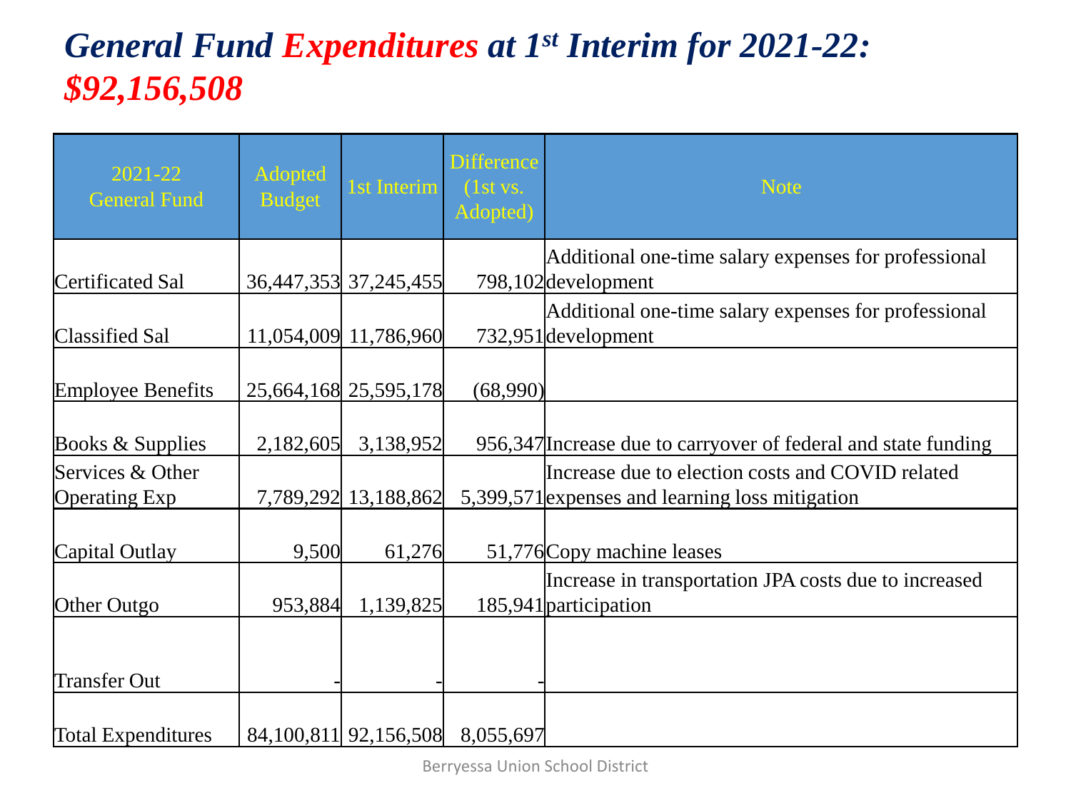# *General Fund Expenditures at 1st Interim for 2021-22: $92,156,508*

| 2021-22 General Fund | Adopted Budget | 1st Interim | Difference (1st vs. Adopted) | Note |
|---|---|---|---|---|
| Certificated Sal | 36,447,353 | 37,245,455 | 798,102 | Additional one-time salary expenses for professional development |
| Classified Sal | 11,054,009 | 11,786,960 | 732,951 | Additional one-time salary expenses for professional development |
| Employee Benefits | 25,664,168 | 25,595,178 | (68,990) | |
| Books & Supplies | 2,182,605 | 3,138,952 | 956,347 | Increase due to carryover of federal and state funding |
| Services & Other Operating Exp | 7,789,292 | 13,188,862 | 5,399,571 | Increase due to election costs and COVID related expenses and learning loss mitigation |
| Capital Outlay | 9,500 | 61,276 | 51,776 | Copy machine leases |
| Other Outgo | 953,884 | 1,139,825 | 185,941 | Increase in transportation JPA costs due to increased participation |
| Transfer Out | - | - | - | |
| Total Expenditures | 84,100,811 | 92,156,508 | 8,055,697 | |

Berryessa Union School District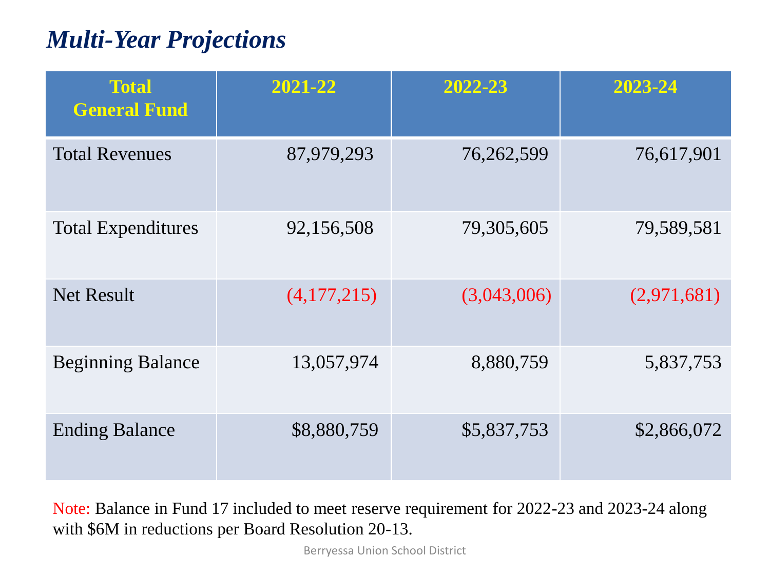# *Multi-Year Projections*

| Total General Fund | 2021-22 | 2022-23 | 2023-24 |
|---|---|---|---|
| Total Revenues | 87,979,293 | 76,262,599 | 76,617,901 |
| Total Expenditures | 92,156,508 | 79,305,605 | 79,589,581 |
| Net Result | (4,177,215) | (3,043,006) | (2,971,681) |
| Beginning Balance | 13,057,974 | 8,880,759 | 5,837,753 |
| Ending Balance | $8,880,759 | $5,837,753 | $2,866,072 |

Note: Balance in Fund 17 included to meet reserve requirement for 2022-23 and 2023-24 along with $6M in reductions per Board Resolution 20-13.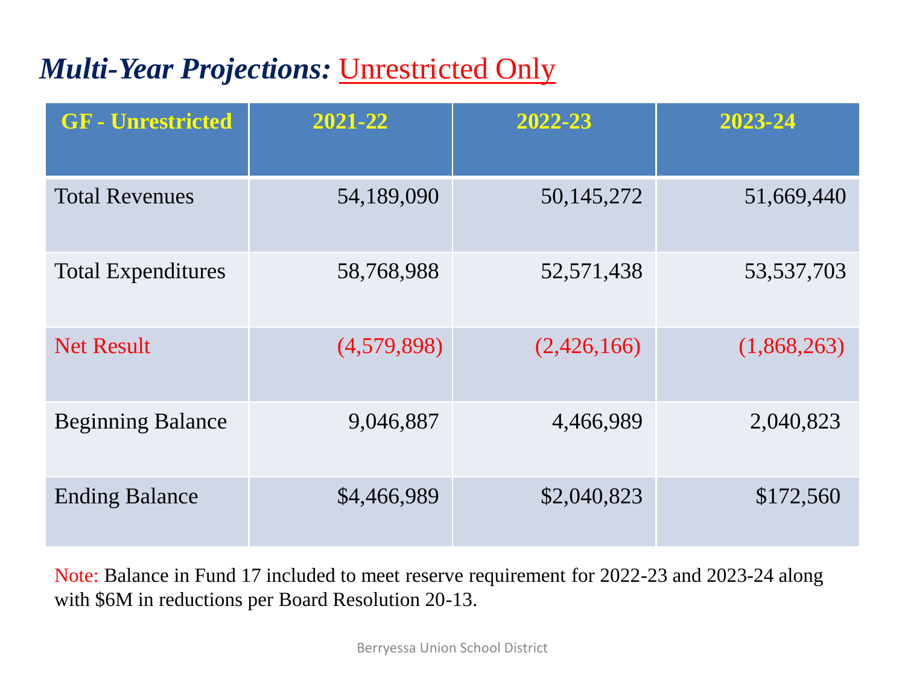# *Multi-Year Projections:* Unrestricted Only

| GF - Unrestricted | 2021-22 | 2022-23 | 2023-24 |
|---|---|---|---|
| Total Revenues | 54,189,090 | 50,145,272 | 51,669,440 |
| Total Expenditures | 58,768,988 | 52,571,438 | 53,537,703 |
| Net Result | (4,579,898) | (2,426,166) | (1,868,263) |
| Beginning Balance | 9,046,887 | 4,466,989 | 2,040,823 |
| Ending Balance | $4,466,989 | $2,040,823 | $172,560 |

Note: Balance in Fund 17 included to meet reserve requirement for 2022-23 and 2023-24 along with $6M in reductions per Board Resolution 20-13.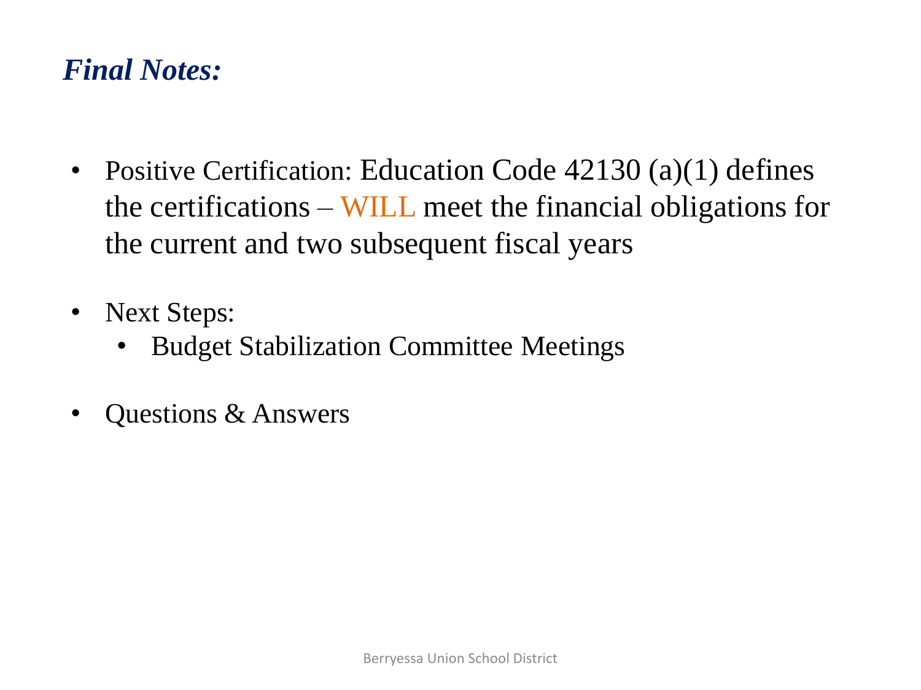## *Final Notes:*

- Positive Certification: Education Code 42130 (a)(1) defines the certifications – WILL meet the financial obligations for the current and two subsequent fiscal years
- Next Steps:
  - Budget Stabilization Committee Meetings
- Questions & Answers